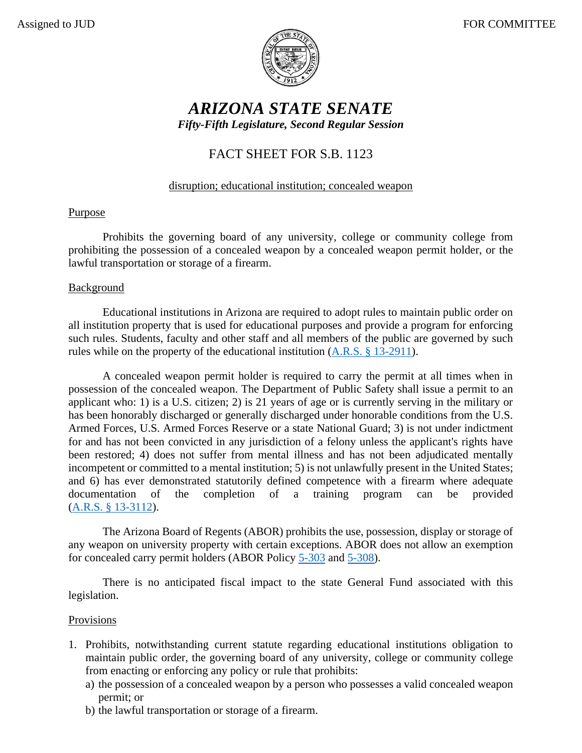Assigned to JUD FOR COMMITTEE

# *ARIZONA STATE SENATE*

***Fifty-Fifth Legislature, Second Regular Session***

## FACT SHEET FOR S.B. 1123

disruption; educational institution; concealed weapon

### Purpose

Prohibits the governing board of any university, college or community college from prohibiting the possession of a concealed weapon by a concealed weapon permit holder, or the lawful transportation or storage of a firearm.

### Background

Educational institutions in Arizona are required to adopt rules to maintain public order on all institution property that is used for educational purposes and provide a program for enforcing such rules. Students, faculty and other staff and all members of the public are governed by such rules while on the property of the educational institution (A.R.S. § 13-2911).

A concealed weapon permit holder is required to carry the permit at all times when in possession of the concealed weapon. The Department of Public Safety shall issue a permit to an applicant who: 1) is a U.S. citizen; 2) is 21 years of age or is currently serving in the military or has been honorably discharged or generally discharged under honorable conditions from the U.S. Armed Forces, U.S. Armed Forces Reserve or a state National Guard; 3) is not under indictment for and has not been convicted in any jurisdiction of a felony unless the applicant's rights have been restored; 4) does not suffer from mental illness and has not been adjudicated mentally incompetent or committed to a mental institution; 5) is not unlawfully present in the United States; and 6) has ever demonstrated statutorily defined competence with a firearm where adequate documentation of the completion of a training program can be provided (A.R.S. § 13-3112).

The Arizona Board of Regents (ABOR) prohibits the use, possession, display or storage of any weapon on university property with certain exceptions. ABOR does not allow an exemption for concealed carry permit holders (ABOR Policy 5-303 and 5-308).

There is no anticipated fiscal impact to the state General Fund associated with this legislation.

### Provisions

1. Prohibits, notwithstanding current statute regarding educational institutions obligation to maintain public order, the governing board of any university, college or community college from enacting or enforcing any policy or rule that prohibits:
   a) the possession of a concealed weapon by a person who possesses a valid concealed weapon permit; or
   b) the lawful transportation or storage of a firearm.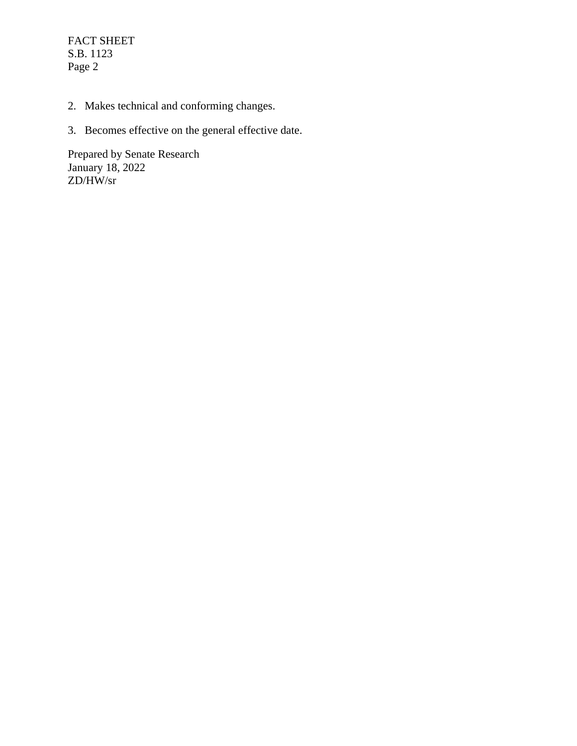2. Makes technical and conforming changes.

3. Becomes effective on the general effective date.

Prepared by Senate Research
January 18, 2022
ZD/HW/sr